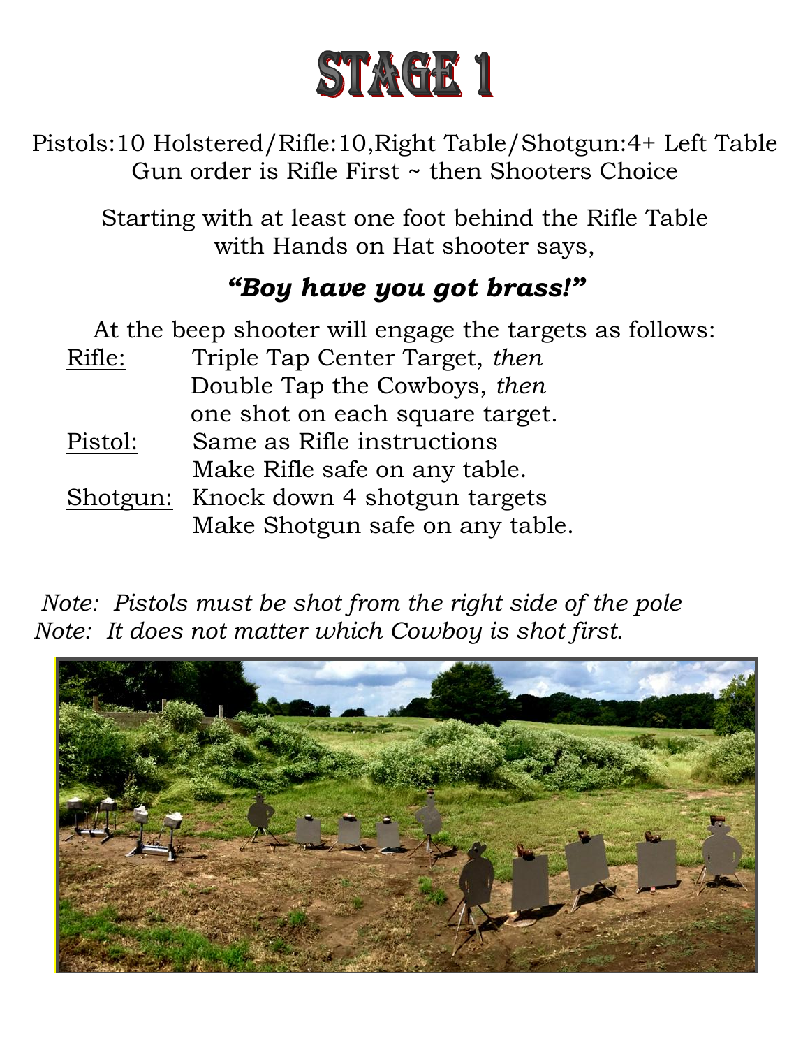# STAGE 1

Pistols:10 Holstered/Rifle:10,Right Table/Shotgun:4+ Left Table
Gun order is Rifle First ~ then Shooters Choice

Starting with at least one foot behind the Rifle Table with Hands on Hat shooter says,

***"Boy have you got brass!"***

At the beep shooter will engage the targets as follows:

Rifle: Triple Tap Center Target, *then* Double Tap the Cowboys, *then* one shot on each square target.

Pistol: Same as Rifle instructions
Make Rifle safe on any table.

Shotgun: Knock down 4 shotgun targets
Make Shotgun safe on any table.

*Note: Pistols must be shot from the right side of the pole*
*Note: It does not matter which Cowboy is shot first.*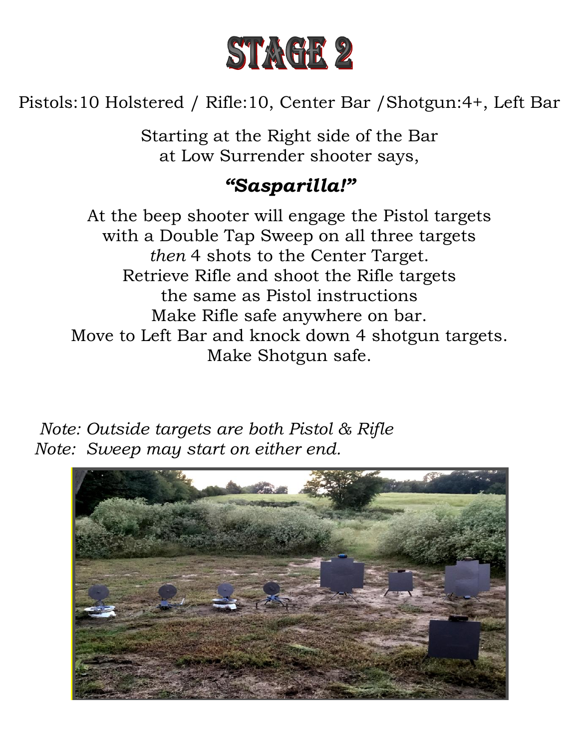# STAGE 2

Pistols:10 Holstered / Rifle:10, Center Bar /Shotgun:4+, Left Bar

Starting at the Right side of the Bar
at Low Surrender shooter says,

***"Sasparilla!"***

At the beep shooter will engage the Pistol targets
with a Double Tap Sweep on all three targets
*then* 4 shots to the Center Target.
Retrieve Rifle and shoot the Rifle targets
the same as Pistol instructions
Make Rifle safe anywhere on bar.
Move to Left Bar and knock down 4 shotgun targets.
Make Shotgun safe.

*Note: Outside targets are both Pistol & Rifle*
*Note: Sweep may start on either end.*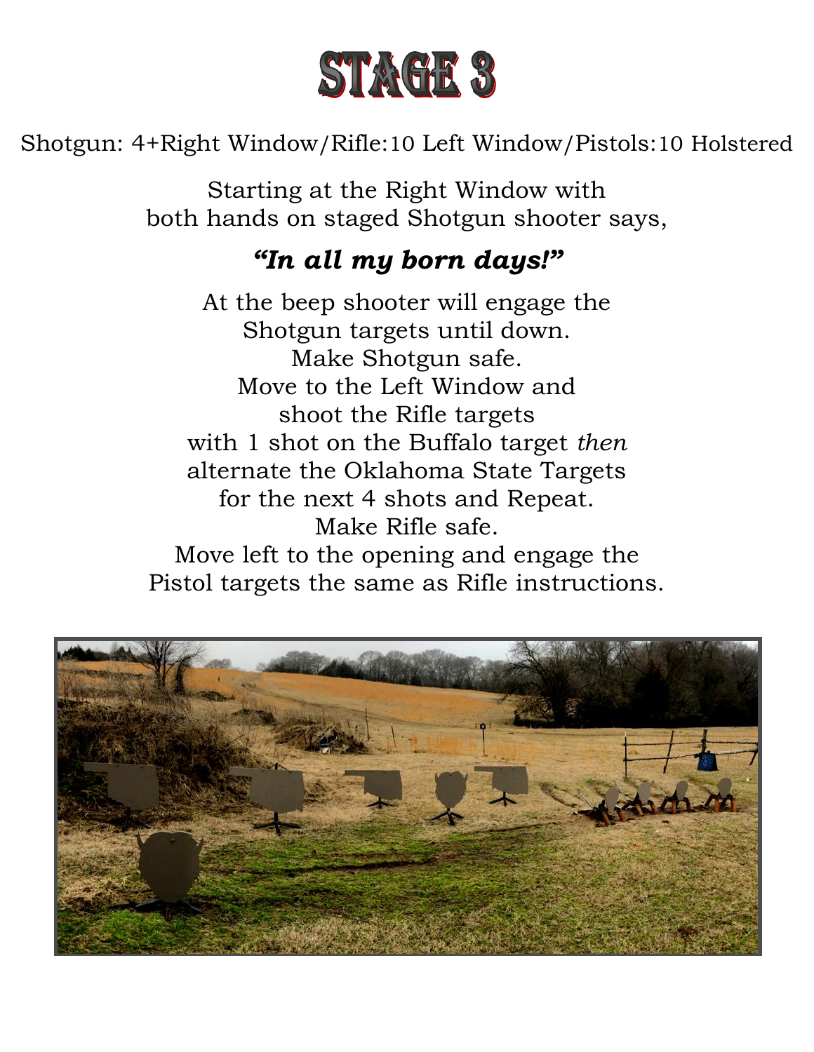# STAGE 3

Shotgun: 4+Right Window/Rifle:10 Left Window/Pistols:10 Holstered

Starting at the Right Window with
both hands on staged Shotgun shooter says,

***"In all my born days!"***

At the beep shooter will engage the
Shotgun targets until down.
Make Shotgun safe.
Move to the Left Window and
shoot the Rifle targets
with 1 shot on the Buffalo target *then*
alternate the Oklahoma State Targets
for the next 4 shots and Repeat.
Make Rifle safe.
Move left to the opening and engage the
Pistol targets the same as Rifle instructions.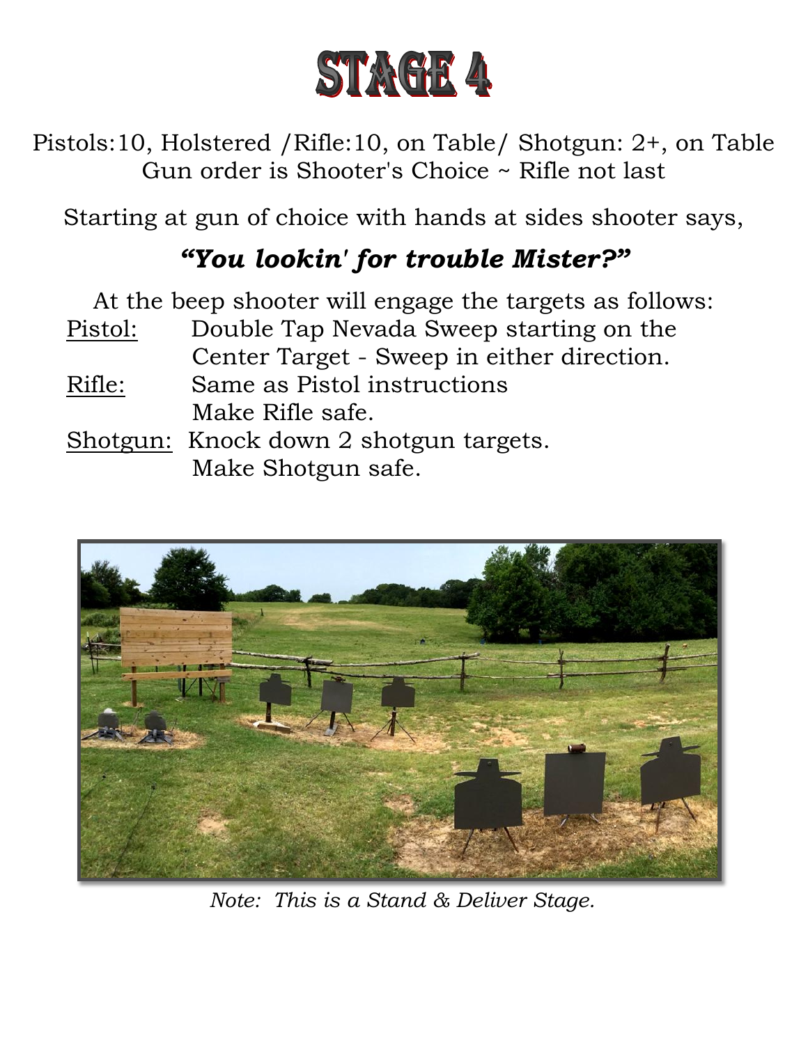# STAGE 4

Pistols:10, Holstered /Rifle:10, on Table/ Shotgun: 2+, on Table
Gun order is Shooter's Choice ~ Rifle not last

Starting at gun of choice with hands at sides shooter says,

***"You lookin' for trouble Mister?"***

At the beep shooter will engage the targets as follows:

Pistol: Double Tap Nevada Sweep starting on the Center Target - Sweep in either direction.

Rifle: Same as Pistol instructions
Make Rifle safe.

Shotgun: Knock down 2 shotgun targets.
Make Shotgun safe.

*Note: This is a Stand & Deliver Stage.*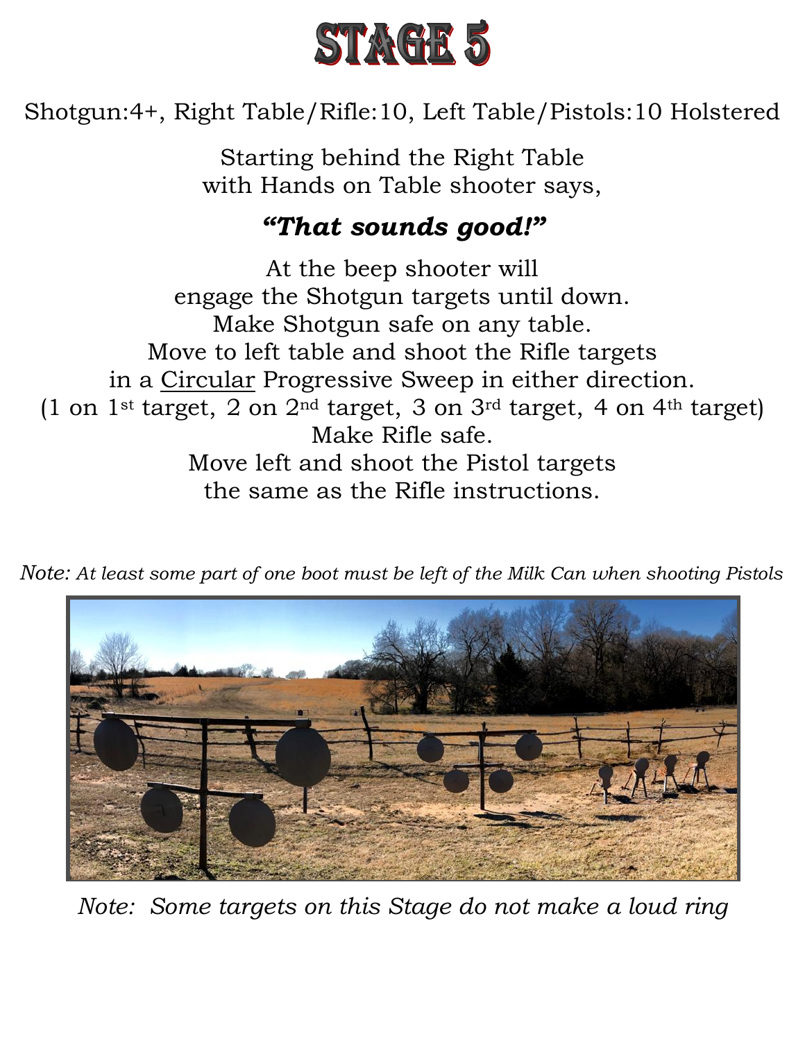# STAGE 5

Shotgun:4+, Right Table/Rifle:10, Left Table/Pistols:10 Holstered

Starting behind the Right Table
with Hands on Table shooter says,

***"That sounds good!"***

At the beep shooter will
engage the Shotgun targets until down.
Make Shotgun safe on any table.
Move to left table and shoot the Rifle targets
in a <u>Circular</u> Progressive Sweep in either direction.
(1 on 1st target, 2 on 2nd target, 3 on 3rd target, 4 on 4th target)
Make Rifle safe.
Move left and shoot the Pistol targets
the same as the Rifle instructions.

*Note: At least some part of one boot must be left of the Milk Can when shooting Pistols*

*Note: Some targets on this Stage do not make a loud ring*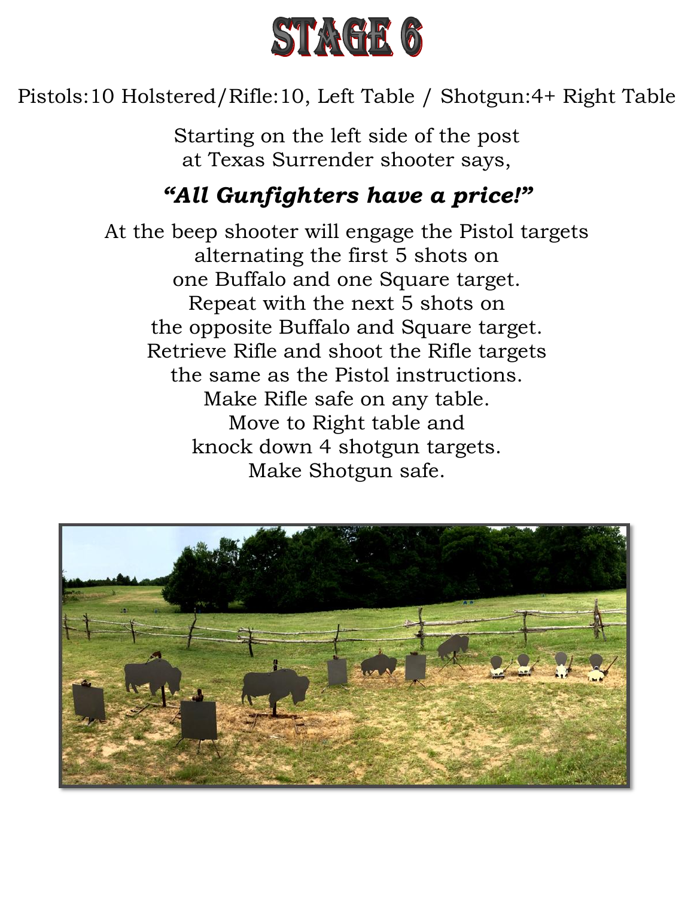# STAGE 6

Pistols:10 Holstered/Rifle:10, Left Table / Shotgun:4+ Right Table

Starting on the left side of the post
at Texas Surrender shooter says,

## *"All Gunfighters have a price!"*

At the beep shooter will engage the Pistol targets
alternating the first 5 shots on
one Buffalo and one Square target.
Repeat with the next 5 shots on
the opposite Buffalo and Square target.
Retrieve Rifle and shoot the Rifle targets
the same as the Pistol instructions.
Make Rifle safe on any table.
Move to Right table and
knock down 4 shotgun targets.
Make Shotgun safe.